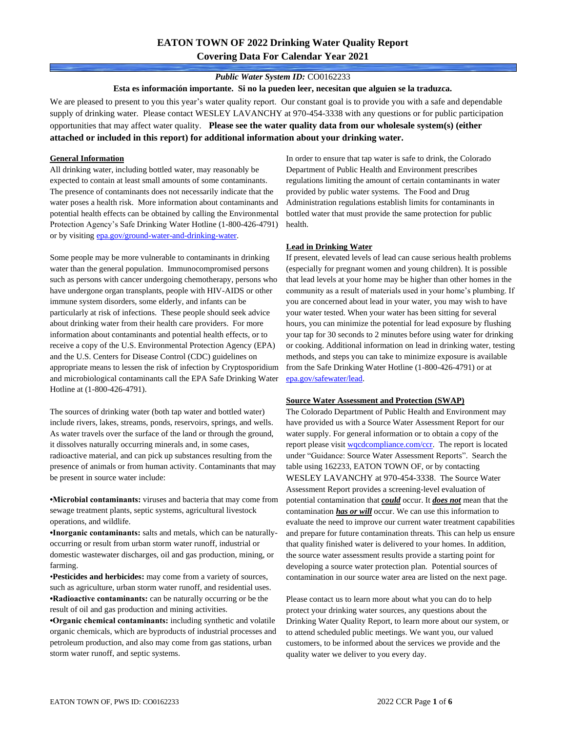# EATON TOWN OF 2022 Drinking Water Quality Report
## Covering Data For Calendar Year 2021

***Public Water System ID:*** CO0162233

**Esta es información importante. Si no la pueden leer, necesitan que alguien se la traduzca.**

We are pleased to present to you this year's water quality report. Our constant goal is to provide you with a safe and dependable supply of drinking water. Please contact WESLEY LAVANCHY at 970-454-3338 with any questions or for public participation opportunities that may affect water quality. **Please see the water quality data from our wholesale system(s) (either attached or included in this report) for additional information about your drinking water.**

### General Information

All drinking water, including bottled water, may reasonably be expected to contain at least small amounts of some contaminants. The presence of contaminants does not necessarily indicate that the water poses a health risk. More information about contaminants and potential health effects can be obtained by calling the Environmental Protection Agency's Safe Drinking Water Hotline (1-800-426-4791) or by visiting epa.gov/ground-water-and-drinking-water.

Some people may be more vulnerable to contaminants in drinking water than the general population. Immunocompromised persons such as persons with cancer undergoing chemotherapy, persons who have undergone organ transplants, people with HIV-AIDS or other immune system disorders, some elderly, and infants can be particularly at risk of infections. These people should seek advice about drinking water from their health care providers. For more information about contaminants and potential health effects, or to receive a copy of the U.S. Environmental Protection Agency (EPA) and the U.S. Centers for Disease Control (CDC) guidelines on appropriate means to lessen the risk of infection by Cryptosporidium and microbiological contaminants call the EPA Safe Drinking Water Hotline at (1-800-426-4791).

The sources of drinking water (both tap water and bottled water) include rivers, lakes, streams, ponds, reservoirs, springs, and wells. As water travels over the surface of the land or through the ground, it dissolves naturally occurring minerals and, in some cases, radioactive material, and can pick up substances resulting from the presence of animals or from human activity. Contaminants that may be present in source water include:

- **Microbial contaminants:** viruses and bacteria that may come from sewage treatment plants, septic systems, agricultural livestock operations, and wildlife.
- **Inorganic contaminants:** salts and metals, which can be naturally-occurring or result from urban storm water runoff, industrial or domestic wastewater discharges, oil and gas production, mining, or farming.
- **Pesticides and herbicides:** may come from a variety of sources, such as agriculture, urban storm water runoff, and residential uses.
- **Radioactive contaminants:** can be naturally occurring or be the result of oil and gas production and mining activities.
- **Organic chemical contaminants:** including synthetic and volatile organic chemicals, which are byproducts of industrial processes and petroleum production, and also may come from gas stations, urban storm water runoff, and septic systems.

In order to ensure that tap water is safe to drink, the Colorado Department of Public Health and Environment prescribes regulations limiting the amount of certain contaminants in water provided by public water systems. The Food and Drug Administration regulations establish limits for contaminants in bottled water that must provide the same protection for public health.

### Lead in Drinking Water

If present, elevated levels of lead can cause serious health problems (especially for pregnant women and young children). It is possible that lead levels at your home may be higher than other homes in the community as a result of materials used in your home's plumbing. If you are concerned about lead in your water, you may wish to have your water tested. When your water has been sitting for several hours, you can minimize the potential for lead exposure by flushing your tap for 30 seconds to 2 minutes before using water for drinking or cooking. Additional information on lead in drinking water, testing methods, and steps you can take to minimize exposure is available from the Safe Drinking Water Hotline (1-800-426-4791) or at epa.gov/safewater/lead.

### Source Water Assessment and Protection (SWAP)

The Colorado Department of Public Health and Environment may have provided us with a Source Water Assessment Report for our water supply. For general information or to obtain a copy of the report please visit wqcdcompliance.com/ccr. The report is located under "Guidance: Source Water Assessment Reports". Search the table using 162233, EATON TOWN OF, or by contacting WESLEY LAVANCHY at 970-454-3338. The Source Water Assessment Report provides a screening-level evaluation of potential contamination that ***could*** occur. It ***does not*** mean that the contamination ***has or will*** occur. We can use this information to evaluate the need to improve our current water treatment capabilities and prepare for future contamination threats. This can help us ensure that quality finished water is delivered to your homes. In addition, the source water assessment results provide a starting point for developing a source water protection plan. Potential sources of contamination in our source water area are listed on the next page.

Please contact us to learn more about what you can do to help protect your drinking water sources, any questions about the Drinking Water Quality Report, to learn more about our system, or to attend scheduled public meetings. We want you, our valued customers, to be informed about the services we provide and the quality water we deliver to you every day.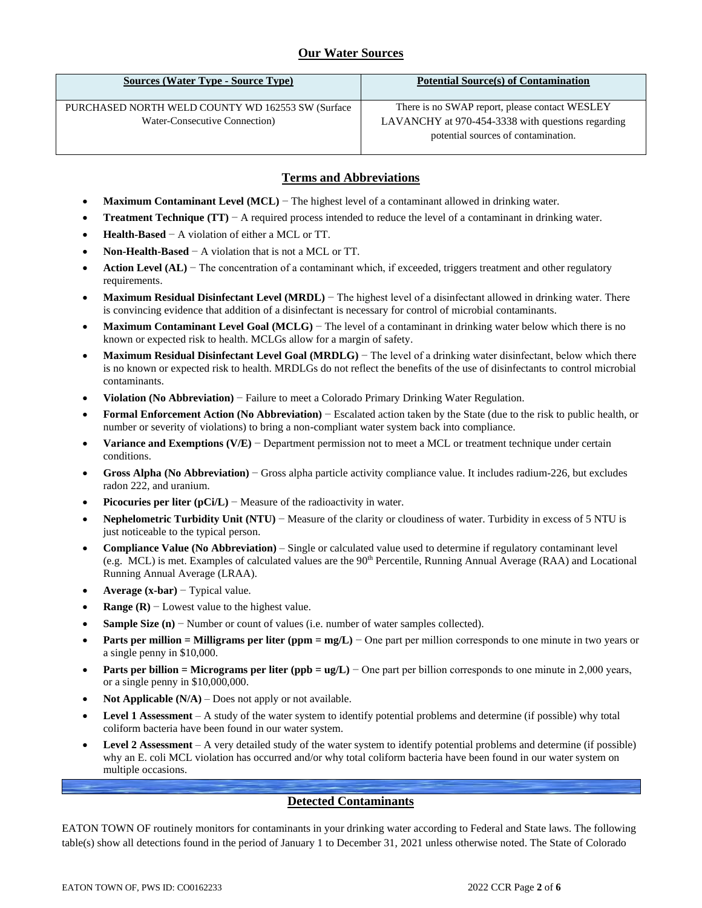## Our Water Sources

| Sources (Water Type - Source Type) | Potential Source(s) of Contamination |
|---|---|
| PURCHASED NORTH WELD COUNTY WD 162553 SW (Surface Water-Consecutive Connection) | There is no SWAP report, please contact WESLEY LAVANCHY at 970-454-3338 with questions regarding potential sources of contamination. |

## Terms and Abbreviations

- **Maximum Contaminant Level (MCL)** − The highest level of a contaminant allowed in drinking water.
- **Treatment Technique (TT)** − A required process intended to reduce the level of a contaminant in drinking water.
- **Health-Based** − A violation of either a MCL or TT.
- **Non-Health-Based** − A violation that is not a MCL or TT.
- **Action Level (AL)** − The concentration of a contaminant which, if exceeded, triggers treatment and other regulatory requirements.
- **Maximum Residual Disinfectant Level (MRDL)** − The highest level of a disinfectant allowed in drinking water. There is convincing evidence that addition of a disinfectant is necessary for control of microbial contaminants.
- **Maximum Contaminant Level Goal (MCLG)** − The level of a contaminant in drinking water below which there is no known or expected risk to health. MCLGs allow for a margin of safety.
- **Maximum Residual Disinfectant Level Goal (MRDLG)** − The level of a drinking water disinfectant, below which there is no known or expected risk to health. MRDLGs do not reflect the benefits of the use of disinfectants to control microbial contaminants.
- **Violation (No Abbreviation)** − Failure to meet a Colorado Primary Drinking Water Regulation.
- **Formal Enforcement Action (No Abbreviation)** − Escalated action taken by the State (due to the risk to public health, or number or severity of violations) to bring a non-compliant water system back into compliance.
- **Variance and Exemptions (V/E)** − Department permission not to meet a MCL or treatment technique under certain conditions.
- **Gross Alpha (No Abbreviation)** − Gross alpha particle activity compliance value. It includes radium-226, but excludes radon 222, and uranium.
- **Picocuries per liter (pCi/L)** − Measure of the radioactivity in water.
- **Nephelometric Turbidity Unit (NTU)** − Measure of the clarity or cloudiness of water. Turbidity in excess of 5 NTU is just noticeable to the typical person.
- **Compliance Value (No Abbreviation)** – Single or calculated value used to determine if regulatory contaminant level (e.g. MCL) is met. Examples of calculated values are the 90th Percentile, Running Annual Average (RAA) and Locational Running Annual Average (LRAA).
- **Average (x-bar)** − Typical value.
- **Range (R)** − Lowest value to the highest value.
- **Sample Size (n)** − Number or count of values (i.e. number of water samples collected).
- **Parts per million = Milligrams per liter (ppm = mg/L)** − One part per million corresponds to one minute in two years or a single penny in $10,000.
- **Parts per billion = Micrograms per liter (ppb = ug/L)** − One part per billion corresponds to one minute in 2,000 years, or a single penny in $10,000,000.
- **Not Applicable (N/A)** – Does not apply or not available.
- **Level 1 Assessment** – A study of the water system to identify potential problems and determine (if possible) why total coliform bacteria have been found in our water system.
- **Level 2 Assessment** – A very detailed study of the water system to identify potential problems and determine (if possible) why an E. coli MCL violation has occurred and/or why total coliform bacteria have been found in our water system on multiple occasions.

## Detected Contaminants

EATON TOWN OF routinely monitors for contaminants in your drinking water according to Federal and State laws. The following table(s) show all detections found in the period of January 1 to December 31, 2021 unless otherwise noted. The State of Colorado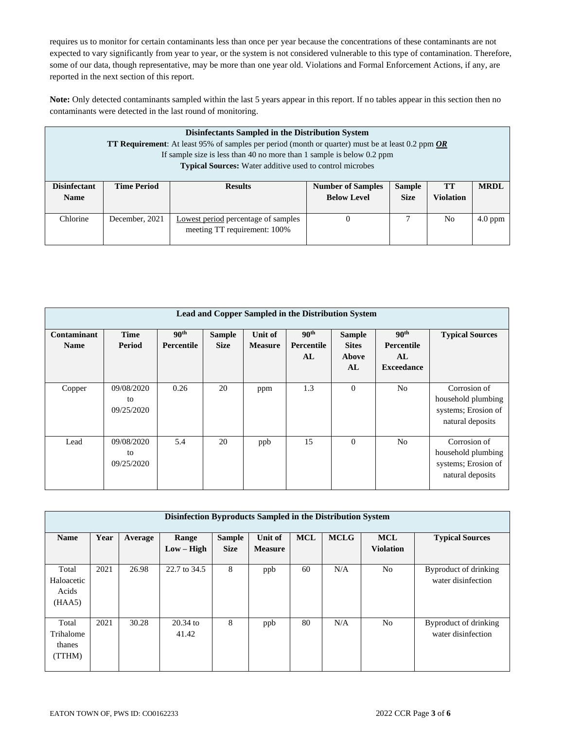requires us to monitor for certain contaminants less than once per year because the concentrations of these contaminants are not expected to vary significantly from year to year, or the system is not considered vulnerable to this type of contamination. Therefore, some of our data, though representative, may be more than one year old. Violations and Formal Enforcement Actions, if any, are reported in the next section of this report.

**Note:** Only detected contaminants sampled within the last 5 years appear in this report. If no tables appear in this section then no contaminants were detected in the last round of monitoring.

**Disinfectants Sampled in the Distribution System**

**TT Requirement**: At least 95% of samples per period (month or quarter) must be at least 0.2 ppm ***OR*** If sample size is less than 40 no more than 1 sample is below 0.2 ppm

**Typical Sources:** Water additive used to control microbes

| Disinfectant Name | Time Period | Results | Number of Samples Below Level | Sample Size | TT Violation | MRDL |
|---|---|---|---|---|---|---|
| Chlorine | December, 2021 | Lowest period percentage of samples meeting TT requirement: 100% | 0 | 7 | No | 4.0 ppm |

**Lead and Copper Sampled in the Distribution System**

| Contaminant Name | Time Period | 90th Percentile | Sample Size | Unit of Measure | 90th Percentile AL | Sample Sites Above AL | 90th Percentile AL Exceedance | Typical Sources |
|---|---|---|---|---|---|---|---|---|
| Copper | 09/08/2020 to 09/25/2020 | 0.26 | 20 | ppm | 1.3 | 0 | No | Corrosion of household plumbing systems; Erosion of natural deposits |
| Lead | 09/08/2020 to 09/25/2020 | 5.4 | 20 | ppb | 15 | 0 | No | Corrosion of household plumbing systems; Erosion of natural deposits |

**Disinfection Byproducts Sampled in the Distribution System**

| Name | Year | Average | Range Low – High | Sample Size | Unit of Measure | MCL | MCLG | MCL Violation | Typical Sources |
|---|---|---|---|---|---|---|---|---|---|
| Total Haloacetic Acids (HAA5) | 2021 | 26.98 | 22.7 to 34.5 | 8 | ppb | 60 | N/A | No | Byproduct of drinking water disinfection |
| Total Trihalomethanes (TTHM) | 2021 | 30.28 | 20.34 to 41.42 | 8 | ppb | 80 | N/A | No | Byproduct of drinking water disinfection |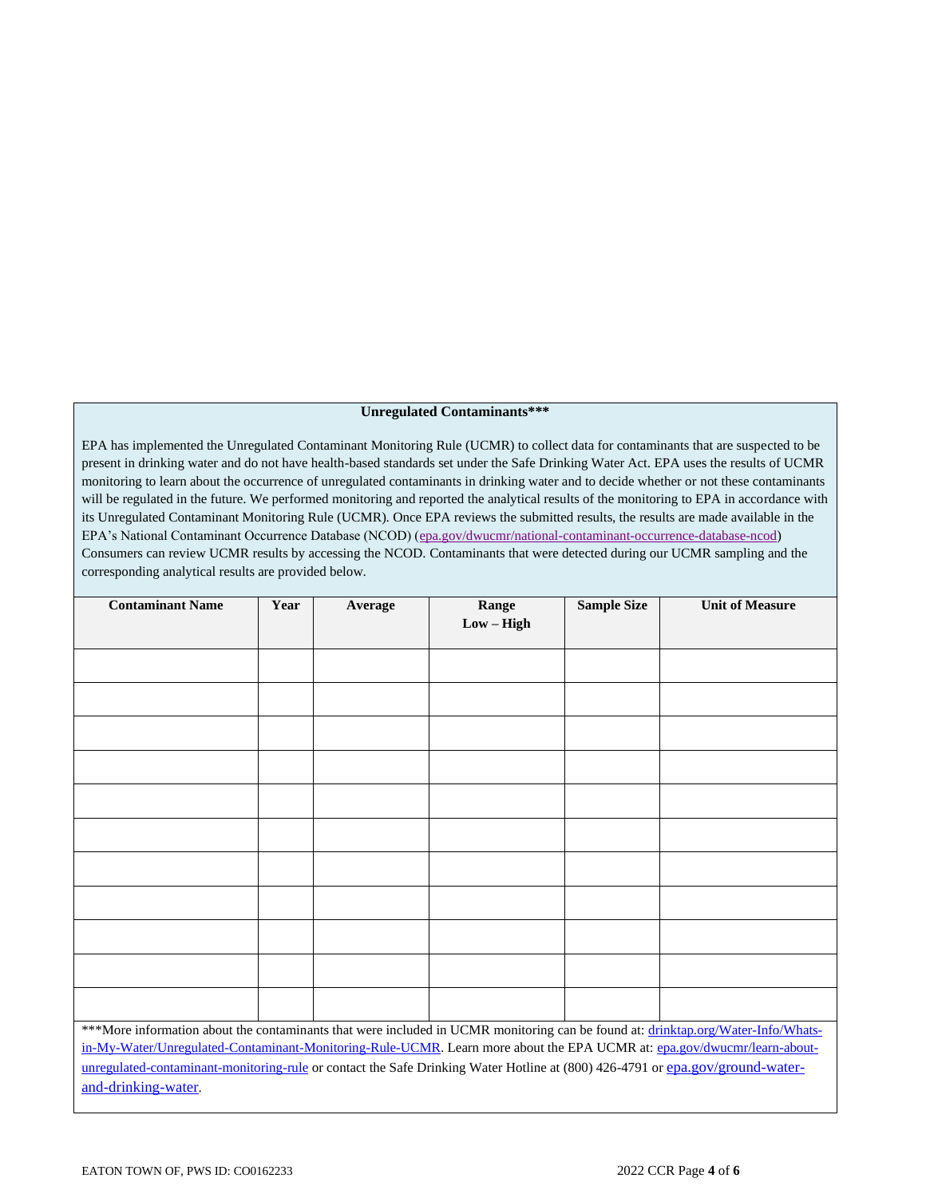**Unregulated Contaminants*****

EPA has implemented the Unregulated Contaminant Monitoring Rule (UCMR) to collect data for contaminants that are suspected to be present in drinking water and do not have health-based standards set under the Safe Drinking Water Act. EPA uses the results of UCMR monitoring to learn about the occurrence of unregulated contaminants in drinking water and to decide whether or not these contaminants will be regulated in the future. We performed monitoring and reported the analytical results of the monitoring to EPA in accordance with its Unregulated Contaminant Monitoring Rule (UCMR). Once EPA reviews the submitted results, the results are made available in the EPA's National Contaminant Occurrence Database (NCOD) (epa.gov/dwucmr/national-contaminant-occurrence-database-ncod) Consumers can review UCMR results by accessing the NCOD. Contaminants that were detected during our UCMR sampling and the corresponding analytical results are provided below.

| Contaminant Name | Year | Average | Range Low – High | Sample Size | Unit of Measure |
|---|---|---|---|---|---|
| | | | | | |
| | | | | | |
| | | | | | |
| | | | | | |
| | | | | | |
| | | | | | |
| | | | | | |
| | | | | | |
| | | | | | |
| | | | | | |
| | | | | | |

***More information about the contaminants that were included in UCMR monitoring can be found at: drinktap.org/Water-Info/Whats-in-My-Water/Unregulated-Contaminant-Monitoring-Rule-UCMR. Learn more about the EPA UCMR at: epa.gov/dwucmr/learn-about-unregulated-contaminant-monitoring-rule or contact the Safe Drinking Water Hotline at (800) 426-4791 or epa.gov/ground-water-and-drinking-water.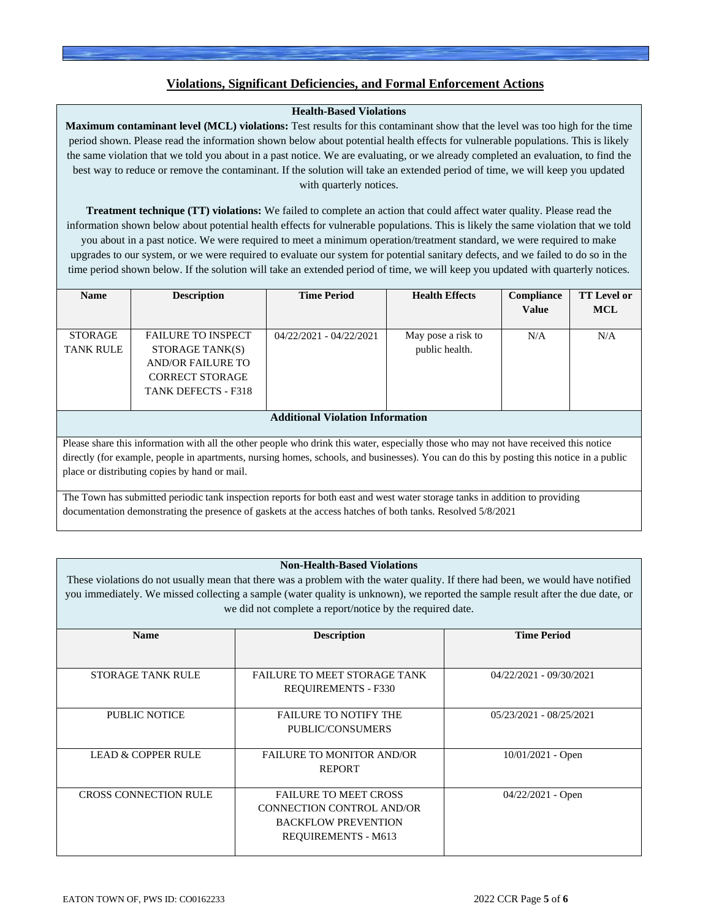## Violations, Significant Deficiencies, and Formal Enforcement Actions

### Health-Based Violations

**Maximum contaminant level (MCL) violations:** Test results for this contaminant show that the level was too high for the time period shown. Please read the information shown below about potential health effects for vulnerable populations. This is likely the same violation that we told you about in a past notice. We are evaluating, or we already completed an evaluation, to find the best way to reduce or remove the contaminant. If the solution will take an extended period of time, we will keep you updated with quarterly notices.

**Treatment technique (TT) violations:** We failed to complete an action that could affect water quality. Please read the information shown below about potential health effects for vulnerable populations. This is likely the same violation that we told you about in a past notice. We were required to meet a minimum operation/treatment standard, we were required to make upgrades to our system, or we were required to evaluate our system for potential sanitary defects, and we failed to do so in the time period shown below. If the solution will take an extended period of time, we will keep you updated with quarterly notices.

| Name | Description | Time Period | Health Effects | Compliance Value | TT Level or MCL |
|---|---|---|---|---|---|
| STORAGE TANK RULE | FAILURE TO INSPECT STORAGE TANK(S) AND/OR FAILURE TO CORRECT STORAGE TANK DEFECTS - F318 | 04/22/2021 - 04/22/2021 | May pose a risk to public health. | N/A | N/A |

**Additional Violation Information**

Please share this information with all the other people who drink this water, especially those who may not have received this notice directly (for example, people in apartments, nursing homes, schools, and businesses). You can do this by posting this notice in a public place or distributing copies by hand or mail.

The Town has submitted periodic tank inspection reports for both east and west water storage tanks in addition to providing documentation demonstrating the presence of gaskets at the access hatches of both tanks. Resolved 5/8/2021

### Non-Health-Based Violations

These violations do not usually mean that there was a problem with the water quality. If there had been, we would have notified you immediately. We missed collecting a sample (water quality is unknown), we reported the sample result after the due date, or we did not complete a report/notice by the required date.

| Name | Description | Time Period |
|---|---|---|
| STORAGE TANK RULE | FAILURE TO MEET STORAGE TANK REQUIREMENTS - F330 | 04/22/2021 - 09/30/2021 |
| PUBLIC NOTICE | FAILURE TO NOTIFY THE PUBLIC/CONSUMERS | 05/23/2021 - 08/25/2021 |
| LEAD & COPPER RULE | FAILURE TO MONITOR AND/OR REPORT | 10/01/2021 - Open |
| CROSS CONNECTION RULE | FAILURE TO MEET CROSS CONNECTION CONTROL AND/OR BACKFLOW PREVENTION REQUIREMENTS - M613 | 04/22/2021 - Open |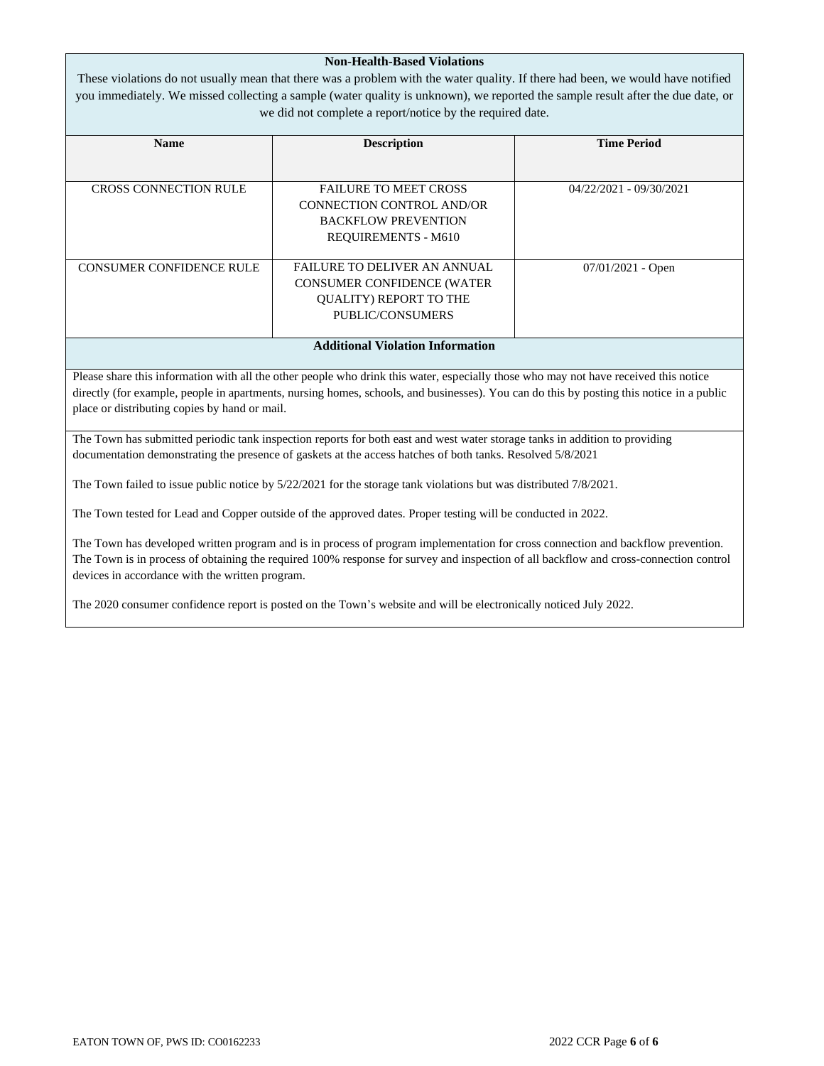## Non-Health-Based Violations

These violations do not usually mean that there was a problem with the water quality. If there had been, we would have notified you immediately. We missed collecting a sample (water quality is unknown), we reported the sample result after the due date, or we did not complete a report/notice by the required date.

| Name | Description | Time Period |
|---|---|---|
| CROSS CONNECTION RULE | FAILURE TO MEET CROSS CONNECTION CONTROL AND/OR BACKFLOW PREVENTION REQUIREMENTS - M610 | 04/22/2021 - 09/30/2021 |
| CONSUMER CONFIDENCE RULE | FAILURE TO DELIVER AN ANNUAL CONSUMER CONFIDENCE (WATER QUALITY) REPORT TO THE PUBLIC/CONSUMERS | 07/01/2021 - Open |

### Additional Violation Information

Please share this information with all the other people who drink this water, especially those who may not have received this notice directly (for example, people in apartments, nursing homes, schools, and businesses). You can do this by posting this notice in a public place or distributing copies by hand or mail.

The Town has submitted periodic tank inspection reports for both east and west water storage tanks in addition to providing documentation demonstrating the presence of gaskets at the access hatches of both tanks. Resolved 5/8/2021

The Town failed to issue public notice by 5/22/2021 for the storage tank violations but was distributed 7/8/2021.

The Town tested for Lead and Copper outside of the approved dates. Proper testing will be conducted in 2022.

The Town has developed written program and is in process of program implementation for cross connection and backflow prevention. The Town is in process of obtaining the required 100% response for survey and inspection of all backflow and cross-connection control devices in accordance with the written program.

The 2020 consumer confidence report is posted on the Town's website and will be electronically noticed July 2022.